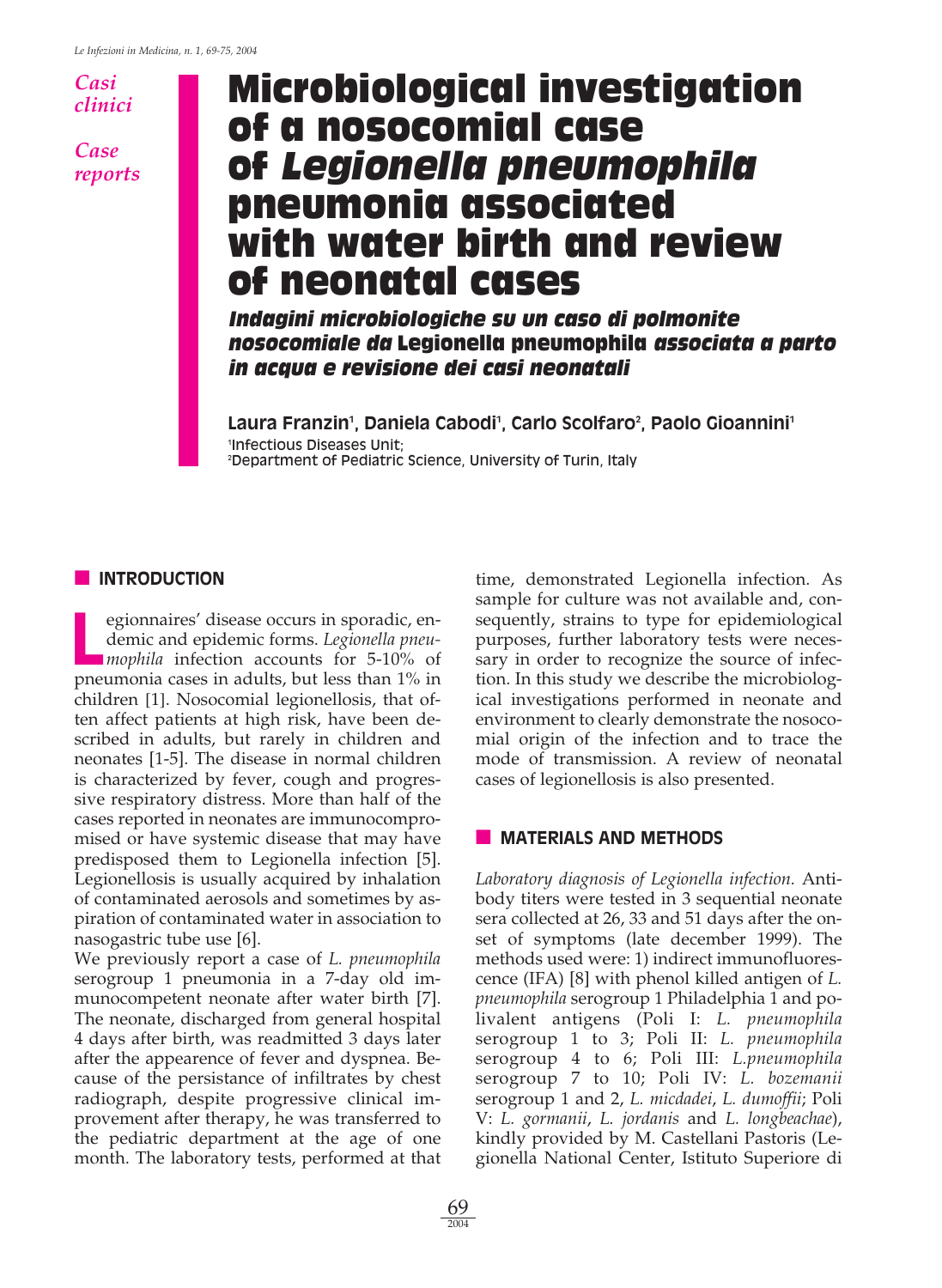*Casi clinici*

*Case reports*

# Microbiological investigation of a nosocomial case of *Legionella pneumophila* pneumonia associated with water birth and review of neonatal cases

***Indagini microbiologiche su un caso di polmonite nosocomiale da* Legionella pneumophila *associata a parto in acqua e revisione dei casi neonatali***

**Laura Franzin[1], Daniela Cabodi[1], Carlo Scolfaro[2], Paolo Gioannini[1]**

[1]Infectious Diseases Unit;
[2]Department of Pediatric Science, University of Turin, Italy

## INTRODUCTION

Legionnaires' disease occurs in sporadic, endemic and epidemic forms. *Legionella pneumophila* infection accounts for 5-10% of pneumonia cases in adults, but less than 1% in children [1]. Nosocomial legionellosis, that often affect patients at high risk, have been described in adults, but rarely in children and neonates [1-5]. The disease in normal children is characterized by fever, cough and progressive respiratory distress. More than half of the cases reported in neonates are immunocompromised or have systemic disease that may have predisposed them to Legionella infection [5]. Legionellosis is usually acquired by inhalation of contaminated aerosols and sometimes by aspiration of contaminated water in association to nasogastric tube use [6].

We previously report a case of *L. pneumophila* serogroup 1 pneumonia in a 7-day old immunocompetent neonate after water birth [7]. The neonate, discharged from general hospital 4 days after birth, was readmitted 3 days later after the appearence of fever and dyspnea. Because of the persistance of infiltrates by chest radiograph, despite progressive clinical improvement after therapy, he was transferred to the pediatric department at the age of one month. The laboratory tests, performed at that time, demonstrated Legionella infection. As sample for culture was not available and, consequently, strains to type for epidemiological purposes, further laboratory tests were necessary in order to recognize the source of infection. In this study we describe the microbiological investigations performed in neonate and environment to clearly demonstrate the nosocomial origin of the infection and to trace the mode of transmission. A review of neonatal cases of legionellosis is also presented.

## MATERIALS AND METHODS

*Laboratory diagnosis of Legionella infection.* Antibody titers were tested in 3 sequential neonate sera collected at 26, 33 and 51 days after the onset of symptoms (late december 1999). The methods used were: 1) indirect immunofluorescence (IFA) [8] with phenol killed antigen of *L. pneumophila* serogroup 1 Philadelphia 1 and polivalent antigens (Poli I: *L. pneumophila* serogroup 1 to 3; Poli II: *L. pneumophila* serogroup 4 to 6; Poli III: *L.pneumophila* serogroup 7 to 10; Poli IV: *L. bozemanii* serogroup 1 and 2, *L. micdadei*, *L. dumoffii*; Poli V: *L. gormanii*, *L. jordanis* and *L. longbeachae*), kindly provided by M. Castellani Pastoris (Legionella National Center, Istituto Superiore di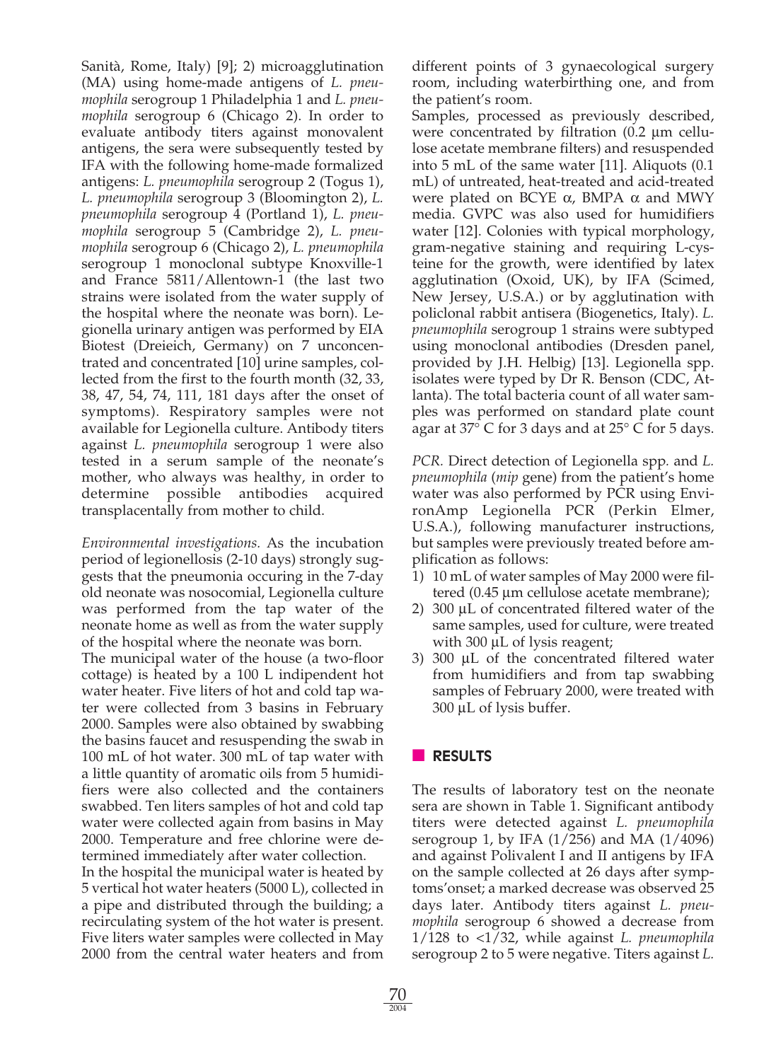Sanità, Rome, Italy) [9]; 2) microagglutination (MA) using home-made antigens of *L. pneumophila* serogroup 1 Philadelphia 1 and *L. pneumophila* serogroup 6 (Chicago 2). In order to evaluate antibody titers against monovalent antigens, the sera were subsequently tested by IFA with the following home-made formalized antigens: *L. pneumophila* serogroup 2 (Togus 1), *L. pneumophila* serogroup 3 (Bloomington 2), *L. pneumophila* serogroup 4 (Portland 1), *L. pneumophila* serogroup 5 (Cambridge 2), *L. pneumophila* serogroup 6 (Chicago 2), *L. pneumophila* serogroup 1 monoclonal subtype Knoxville-1 and France 5811/Allentown-1 (the last two strains were isolated from the water supply of the hospital where the neonate was born). Legionella urinary antigen was performed by EIA Biotest (Dreieich, Germany) on 7 unconcentrated and concentrated [10] urine samples, collected from the first to the fourth month (32, 33, 38, 47, 54, 74, 111, 181 days after the onset of symptoms). Respiratory samples were not available for Legionella culture. Antibody titers against *L. pneumophila* serogroup 1 were also tested in a serum sample of the neonate's mother, who always was healthy, in order to determine possible antibodies acquired transplacentally from mother to child.

*Environmental investigations.* As the incubation period of legionellosis (2-10 days) strongly suggests that the pneumonia occuring in the 7-day old neonate was nosocomial, Legionella culture was performed from the tap water of the neonate home as well as from the water supply of the hospital where the neonate was born.

The municipal water of the house (a two-floor cottage) is heated by a 100 L indipendent hot water heater. Five liters of hot and cold tap water were collected from 3 basins in February 2000. Samples were also obtained by swabbing the basins faucet and resuspending the swab in 100 mL of hot water. 300 mL of tap water with a little quantity of aromatic oils from 5 humidifiers were also collected and the containers swabbed. Ten liters samples of hot and cold tap water were collected again from basins in May 2000. Temperature and free chlorine were determined immediately after water collection.

In the hospital the municipal water is heated by 5 vertical hot water heaters (5000 L), collected in a pipe and distributed through the building; a recirculating system of the hot water is present. Five liters water samples were collected in May 2000 from the central water heaters and from different points of 3 gynaecological surgery room, including waterbirthing one, and from the patient's room.

Samples, processed as previously described, were concentrated by filtration (0.2 µm cellulose acetate membrane filters) and resuspended into 5 mL of the same water [11]. Aliquots (0.1 mL) of untreated, heat-treated and acid-treated were plated on BCYE $\alpha$, BMPA $\alpha$ and MWY media. GVPC was also used for humidifiers water [12]. Colonies with typical morphology, gram-negative staining and requiring L-cysteine for the growth, were identified by latex agglutination (Oxoid, UK), by IFA (Scimed, New Jersey, U.S.A.) or by agglutination with policlonal rabbit antisera (Biogenetics, Italy). *L. pneumophila* serogroup 1 strains were subtyped using monoclonal antibodies (Dresden panel, provided by J.H. Helbig) [13]. Legionella spp. isolates were typed by Dr R. Benson (CDC, Atlanta). The total bacteria count of all water samples was performed on standard plate count agar at 37° C for 3 days and at 25° C for 5 days.

*PCR.* Direct detection of Legionella spp. and *L. pneumophila* (*mip* gene) from the patient's home water was also performed by PCR using EnvironAmp Legionella PCR (Perkin Elmer, U.S.A.), following manufacturer instructions, but samples were previously treated before amplification as follows:

1) 10 mL of water samples of May 2000 were filtered (0.45 µm cellulose acetate membrane);
2) 300 µL of concentrated filtered water of the same samples, used for culture, were treated with 300 µL of lysis reagent;
3) 300 µL of the concentrated filtered water from humidifiers and from tap swabbing samples of February 2000, were treated with 300 µL of lysis buffer.

## RESULTS

The results of laboratory test on the neonate sera are shown in Table 1. Significant antibody titers were detected against *L. pneumophila* serogroup 1, by IFA (1/256) and MA (1/4096) and against Polivalent I and II antigens by IFA on the sample collected at 26 days after symptoms'onset; a marked decrease was observed 25 days later. Antibody titers against *L. pneumophila* serogroup 6 showed a decrease from 1/128 to <1/32, while against *L. pneumophila* serogroup 2 to 5 were negative. Titers against *L.*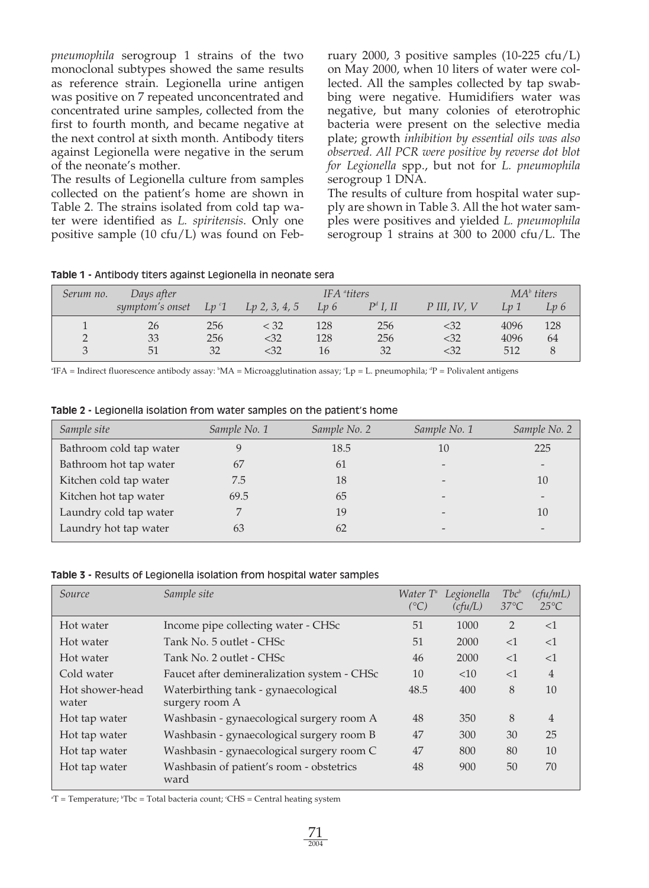*pneumophila* serogroup 1 strains of the two monoclonal subtypes showed the same results as reference strain. Legionella urine antigen was positive on 7 repeated unconcentrated and concentrated urine samples, collected from the first to fourth month, and became negative at the next control at sixth month. Antibody titers against Legionella were negative in the serum of the neonate's mother.

The results of Legionella culture from samples collected on the patient's home are shown in Table 2. The strains isolated from cold tap water were identified as *L. spiritensis*. Only one positive sample (10 cfu/L) was found on February 2000, 3 positive samples (10-225 cfu/L) on May 2000, when 10 liters of water were collected. All the samples collected by tap swabbing were negative. Humidifiers water was negative, but many colonies of eterotrophic bacteria were present on the selective media plate; growth *inhibition by essential oils was also observed. All PCR were positive by reverse dot blot for Legionella* spp., but not for *L. pneumophila* serogroup 1 DNA.

The results of culture from hospital water supply are shown in Table 3. All the hot water samples were positives and yielded *L. pneumophila* serogroup 1 strains at 300 to 2000 cfu/L. The

**Table 1 -** Antibody titers against Legionella in neonate sera

| Serum no. | Days after symptom's onset | IFA [a]titers | | | | | MA[b] titers | |
|---|---|---|---|---|---|---|---|---|
| | | Lp [c]1 | Lp 2, 3, 4, 5 | Lp 6 | P[d] I, II | P III, IV, V | Lp 1 | Lp 6 |
| 1 | 26 | 256 | < 32 | 128 | 256 | <32 | 4096 | 128 |
| 2 | 33 | 256 | <32 | 128 | 256 | <32 | 4096 | 64 |
| 3 | 51 | 32 | <32 | 16 | 32 | <32 | 512 | 8 |

[a]IFA = Indirect fluorescence antibody assay: [b]MA = Microagglutination assay; [c]Lp = L. pneumophila; [d]P = Polivalent antigens

**Table 2 -** Legionella isolation from water samples on the patient's home

| Sample site | Sample No. 1 | Sample No. 2 | Sample No. 1 | Sample No. 2 |
|---|---|---|---|---|
| Bathroom cold tap water | 9 | 18.5 | 10 | 225 |
| Bathroom hot tap water | 67 | 61 | - | - |
| Kitchen cold tap water | 7.5 | 18 | - | 10 |
| Kitchen hot tap water | 69.5 | 65 | - | - |
| Laundry cold tap water | 7 | 19 | - | 10 |
| Laundry hot tap water | 63 | 62 | - | - |

**Table 3 -** Results of Legionella isolation from hospital water samples

| Source | Sample site | Water T[a] (°C) | Legionella (cfu/L) | Tbc[b] 37°C | (cfu/mL) 25°C |
|---|---|---|---|---|---|
| Hot water | Income pipe collecting water - CHSc | 51 | 1000 | 2 | <1 |
| Hot water | Tank No. 5 outlet - CHSc | 51 | 2000 | <1 | <1 |
| Hot water | Tank No. 2 outlet - CHSc | 46 | 2000 | <1 | <1 |
| Cold water | Faucet after demineralization system - CHSc | 10 | <10 | <1 | 4 |
| Hot shower-head water | Waterbirthing tank - gynaecological surgery room A | 48.5 | 400 | 8 | 10 |
| Hot tap water | Washbasin - gynaecological surgery room A | 48 | 350 | 8 | 4 |
| Hot tap water | Washbasin - gynaecological surgery room B | 47 | 300 | 30 | 25 |
| Hot tap water | Washbasin - gynaecological surgery room C | 47 | 800 | 80 | 10 |
| Hot tap water | Washbasin of patient's room - obstetrics ward | 48 | 900 | 50 | 70 |

[a]T = Temperature; [b]Tbc = Total bacteria count; [c]CHS = Central heating system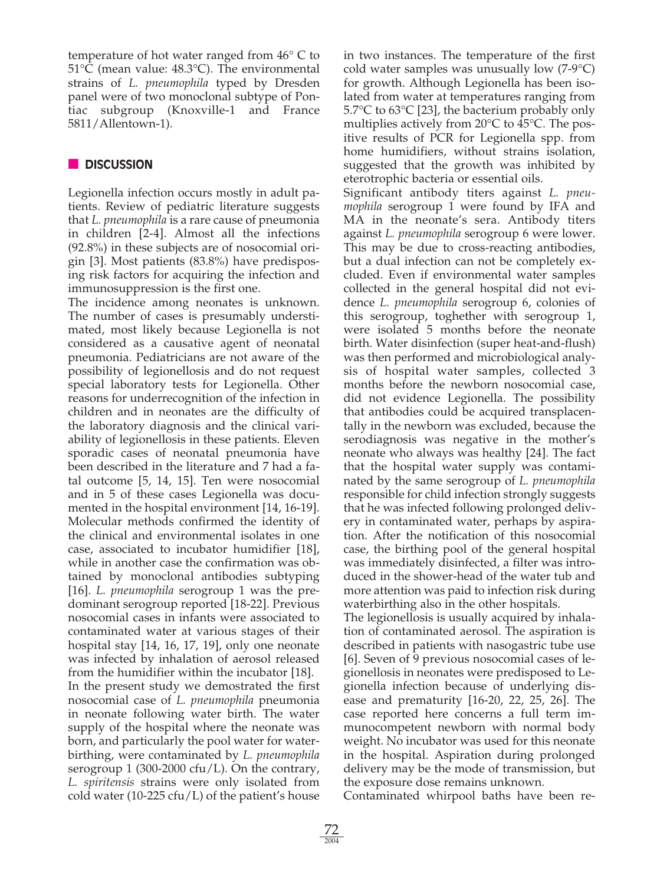temperature of hot water ranged from 46° C to 51°C (mean value: 48.3°C). The environmental strains of *L. pneumophila* typed by Dresden panel were of two monoclonal subtype of Pontiac subgroup (Knoxville-1 and France 5811/Allentown-1).

## DISCUSSION

Legionella infection occurs mostly in adult patients. Review of pediatric literature suggests that *L. pneumophila* is a rare cause of pneumonia in children [2-4]. Almost all the infections (92.8%) in these subjects are of nosocomial origin [3]. Most patients (83.8%) have predisposing risk factors for acquiring the infection and immunosuppression is the first one.

The incidence among neonates is unknown. The number of cases is presumably understimated, most likely because Legionella is not considered as a causative agent of neonatal pneumonia. Pediatricians are not aware of the possibility of legionellosis and do not request special laboratory tests for Legionella. Other reasons for underrecognition of the infection in children and in neonates are the difficulty of the laboratory diagnosis and the clinical variability of legionellosis in these patients. Eleven sporadic cases of neonatal pneumonia have been described in the literature and 7 had a fatal outcome [5, 14, 15]. Ten were nosocomial and in 5 of these cases Legionella was documented in the hospital environment [14, 16-19]. Molecular methods confirmed the identity of the clinical and environmental isolates in one case, associated to incubator humidifier [18], while in another case the confirmation was obtained by monoclonal antibodies subtyping [16]. *L. pneumophila* serogroup 1 was the predominant serogroup reported [18-22]. Previous nosocomial cases in infants were associated to contaminated water at various stages of their hospital stay [14, 16, 17, 19], only one neonate was infected by inhalation of aerosol released from the humidifier within the incubator [18].

In the present study we demostrated the first nosocomial case of *L. pneumophila* pneumonia in neonate following water birth. The water supply of the hospital where the neonate was born, and particularly the pool water for waterbirthing, were contaminated by *L. pneumophila* serogroup 1 (300-2000 cfu/L). On the contrary, *L. spiritensis* strains were only isolated from cold water (10-225 cfu/L) of the patient's house in two instances. The temperature of the first cold water samples was unusually low (7-9°C) for growth. Although Legionella has been isolated from water at temperatures ranging from 5.7°C to 63°C [23], the bacterium probably only multiplies actively from 20°C to 45°C. The positive results of PCR for Legionella spp. from home humidifiers, without strains isolation, suggested that the growth was inhibited by eterotrophic bacteria or essential oils.

Significant antibody titers against *L. pneumophila* serogroup 1 were found by IFA and MA in the neonate's sera. Antibody titers against *L. pneumophila* serogroup 6 were lower. This may be due to cross-reacting antibodies, but a dual infection can not be completely excluded. Even if environmental water samples collected in the general hospital did not evidence *L. pneumophila* serogroup 6, colonies of this serogroup, toghether with serogroup 1, were isolated 5 months before the neonate birth. Water disinfection (super heat-and-flush) was then performed and microbiological analysis of hospital water samples, collected 3 months before the newborn nosocomial case, did not evidence Legionella. The possibility that antibodies could be acquired transplacentally in the newborn was excluded, because the serodiagnosis was negative in the mother's neonate who always was healthy [24]. The fact that the hospital water supply was contaminated by the same serogroup of *L. pneumophila* responsible for child infection strongly suggests that he was infected following prolonged delivery in contaminated water, perhaps by aspiration. After the notification of this nosocomial case, the birthing pool of the general hospital was immediately disinfected, a filter was introduced in the shower-head of the water tub and more attention was paid to infection risk during waterbirthing also in the other hospitals.

The legionellosis is usually acquired by inhalation of contaminated aerosol. The aspiration is described in patients with nasogastric tube use [6]. Seven of 9 previous nosocomial cases of legionellosis in neonates were predisposed to Legionella infection because of underlying disease and prematurity [16-20, 22, 25, 26]. The case reported here concerns a full term immunocompetent newborn with normal body weight. No incubator was used for this neonate in the hospital. Aspiration during prolonged delivery may be the mode of transmission, but the exposure dose remains unknown.

Contaminated whirpool baths have been re-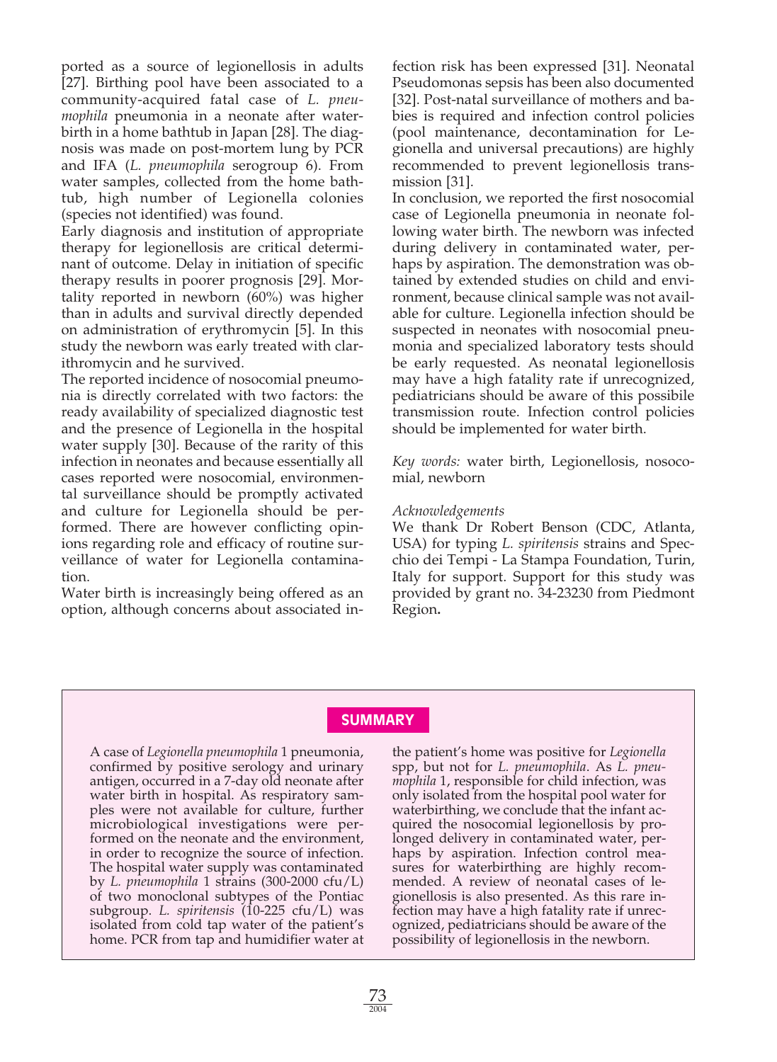ported as a source of legionellosis in adults [27]. Birthing pool have been associated to a community-acquired fatal case of *L. pneumophila* pneumonia in a neonate after waterbirth in a home bathtub in Japan [28]. The diagnosis was made on post-mortem lung by PCR and IFA (*L. pneumophila* serogroup 6). From water samples, collected from the home bathtub, high number of Legionella colonies (species not identified) was found.

Early diagnosis and institution of appropriate therapy for legionellosis are critical determinant of outcome. Delay in initiation of specific therapy results in poorer prognosis [29]. Mortality reported in newborn (60%) was higher than in adults and survival directly depended on administration of erythromycin [5]. In this study the newborn was early treated with clarithromycin and he survived.

The reported incidence of nosocomial pneumonia is directly correlated with two factors: the ready availability of specialized diagnostic test and the presence of Legionella in the hospital water supply [30]. Because of the rarity of this infection in neonates and because essentially all cases reported were nosocomial, environmental surveillance should be promptly activated and culture for Legionella should be performed. There are however conflicting opinions regarding role and efficacy of routine surveillance of water for Legionella contamination.

Water birth is increasingly being offered as an option, although concerns about associated infection risk has been expressed [31]. Neonatal Pseudomonas sepsis has been also documented [32]. Post-natal surveillance of mothers and babies is required and infection control policies (pool maintenance, decontamination for Legionella and universal precautions) are highly recommended to prevent legionellosis transmission [31].

In conclusion, we reported the first nosocomial case of Legionella pneumonia in neonate following water birth. The newborn was infected during delivery in contaminated water, perhaps by aspiration. The demonstration was obtained by extended studies on child and environment, because clinical sample was not available for culture. Legionella infection should be suspected in neonates with nosocomial pneumonia and specialized laboratory tests should be early requested. As neonatal legionellosis may have a high fatality rate if unrecognized, pediatricians should be aware of this possibile transmission route. Infection control policies should be implemented for water birth.

*Key words:* water birth, Legionellosis, nosocomial, newborn

*Acknowledgements*

We thank Dr Robert Benson (CDC, Atlanta, USA) for typing *L. spiritensis* strains and Specchio dei Tempi - La Stampa Foundation, Turin, Italy for support. Support for this study was provided by grant no. 34-23230 from Piedmont Region.

## SUMMARY

A case of *Legionella pneumophila* 1 pneumonia, confirmed by positive serology and urinary antigen, occurred in a 7-day old neonate after water birth in hospital. As respiratory samples were not available for culture, further microbiological investigations were performed on the neonate and the environment, in order to recognize the source of infection. The hospital water supply was contaminated by *L. pneumophila* 1 strains (300-2000 cfu/L) of two monoclonal subtypes of the Pontiac subgroup. *L. spiritensis* (10-225 cfu/L) was isolated from cold tap water of the patient's home. PCR from tap and humidifier water at the patient's home was positive for *Legionella* spp, but not for *L. pneumophila*. As *L. pneumophila* 1, responsible for child infection, was only isolated from the hospital pool water for waterbirthing, we conclude that the infant acquired the nosocomial legionellosis by prolonged delivery in contaminated water, perhaps by aspiration. Infection control measures for waterbirthing are highly recommended. A review of neonatal cases of legionellosis is also presented. As this rare infection may have a high fatality rate if unrecognized, pediatricians should be aware of the possibility of legionellosis in the newborn.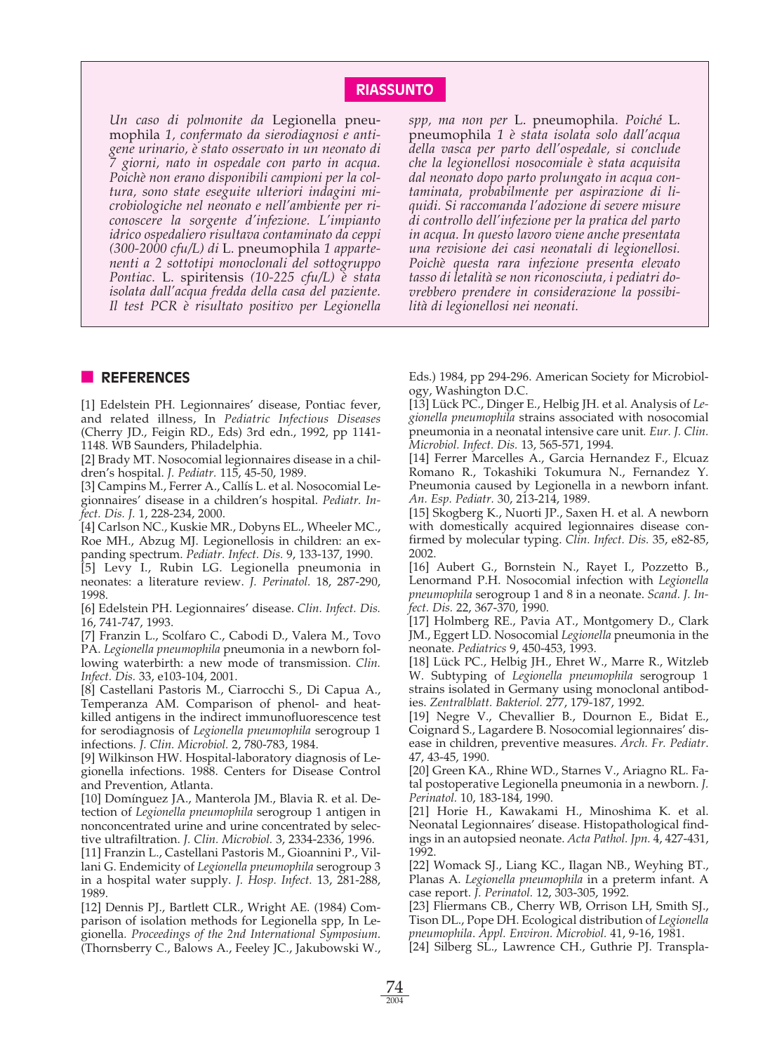## RIASSUNTO

*Un caso di polmonite da* Legionella pneumophila *1, confermato da sierodiagnosi e antigene urinario, è stato osservato in un neonato di 7 giorni, nato in ospedale con parto in acqua. Poichè non erano disponibili campioni per la coltura, sono state eseguite ulteriori indagini microbiologiche nel neonato e nell'ambiente per riconoscere la sorgente d'infezione. L'impianto idrico ospedaliero risultava contaminato da ceppi (300-2000 cfu/L) di* L. pneumophila *1 appartenenti a 2 sottotipi monoclonali del sottogruppo Pontiac.* L. spiritensis *(10-225 cfu/L) è stata isolata dall'acqua fredda della casa del paziente. Il test PCR è risultato positivo per Legionella spp, ma non per* L. pneumophila*. Poiché* L. pneumophila *1 è stata isolata solo dall'acqua della vasca per parto dell'ospedale, si conclude che la legionellosi nosocomiale è stata acquisita dal neonato dopo parto prolungato in acqua contaminata, probabilmente per aspirazione di liquidi. Si raccomanda l'adozione di severe misure di controllo dell'infezione per la pratica del parto in acqua. In questo lavoro viene anche presentata una revisione dei casi neonatali di legionellosi. Poichè questa rara infezione presenta elevato tasso di letalità se non riconosciuta, i pediatri dovrebbero prendere in considerazione la possibilità di legionellosi nei neonati.*

## REFERENCES

[1] Edelstein PH. Legionnaires' disease, Pontiac fever, and related illness, In *Pediatric Infectious Diseases* (Cherry JD., Feigin RD., Eds) 3rd edn., 1992, pp 1141-1148. WB Saunders, Philadelphia.

[2] Brady MT. Nosocomial legionnaires disease in a children's hospital. *J. Pediatr.* 115, 45-50, 1989.

[3] Campins M., Ferrer A., Callís L. et al. Nosocomial Legionnaires' disease in a children's hospital. *Pediatr. Infect. Dis. J.* 1, 228-234, 2000.

[4] Carlson NC., Kuskie MR., Dobyns EL., Wheeler MC., Roe MH., Abzug MJ. Legionellosis in children: an expanding spectrum. *Pediatr. Infect. Dis.* 9, 133-137, 1990.

[5] Levy I., Rubin LG. Legionella pneumonia in neonates: a literature review. *J. Perinatol.* 18, 287-290, 1998.

[6] Edelstein PH. Legionnaires' disease. *Clin. Infect. Dis.* 16, 741-747, 1993.

[7] Franzin L., Scolfaro C., Cabodi D., Valera M., Tovo PA. *Legionella pneumophila* pneumonia in a newborn following waterbirth: a new mode of transmission. *Clin. Infect. Dis.* 33, e103-104, 2001.

[8] Castellani Pastoris M., Ciarrocchi S., Di Capua A., Temperanza AM. Comparison of phenol- and heat-killed antigens in the indirect immunofluorescence test for serodiagnosis of *Legionella pneumophila* serogroup 1 infections. *J. Clin. Microbiol.* 2, 780-783, 1984.

[9] Wilkinson HW. Hospital-laboratory diagnosis of Legionella infections. 1988. Centers for Disease Control and Prevention, Atlanta.

[10] Domínguez JA., Manterola JM., Blavia R. et al. Detection of *Legionella pneumophila* serogroup 1 antigen in nonconcentrated urine and urine concentrated by selective ultrafiltration. *J. Clin. Microbiol.* 3, 2334-2336, 1996.

[11] Franzin L., Castellani Pastoris M., Gioannini P., Villani G. Endemicity of *Legionella pneumophila* serogroup 3 in a hospital water supply. *J. Hosp. Infect.* 13, 281-288, 1989.

[12] Dennis PJ., Bartlett CLR., Wright AE. (1984) Comparison of isolation methods for Legionella spp, In Legionella. *Proceedings of the 2nd International Symposium.* (Thornsberry C., Balows A., Feeley JC., Jakubowski W., Eds.) 1984, pp 294-296. American Society for Microbiology, Washington D.C.

[13] Lück PC., Dinger E., Helbig JH. et al. Analysis of *Legionella pneumophila* strains associated with nosocomial pneumonia in a neonatal intensive care unit. *Eur. J. Clin. Microbiol. Infect. Dis.* 13, 565-571, 1994.

[14] Ferrer Marcelles A., Garcia Hernandez F., Elcuaz Romano R., Tokashiki Tokumura N., Fernandez Y. Pneumonia caused by Legionella in a newborn infant. *An. Esp. Pediatr.* 30, 213-214, 1989.

[15] Skogberg K., Nuorti JP., Saxen H. et al. A newborn with domestically acquired legionnaires disease confirmed by molecular typing. *Clin. Infect. Dis.* 35, e82-85, 2002.

[16] Aubert G., Bornstein N., Rayet I., Pozzetto B., Lenormand P.H. Nosocomial infection with *Legionella pneumophila* serogroup 1 and 8 in a neonate. *Scand. J. Infect. Dis.* 22, 367-370, 1990.

[17] Holmberg RE., Pavia AT., Montgomery D., Clark JM., Eggert LD. Nosocomial *Legionella* pneumonia in the neonate. *Pediatrics* 9, 450-453, 1993.

[18] Lück PC., Helbig JH., Ehret W., Marre R., Witzleb W. Subtyping of *Legionella pneumophila* serogroup 1 strains isolated in Germany using monoclonal antibodies. *Zentralblatt. Bakteriol.* 277, 179-187, 1992.

[19] Negre V., Chevallier B., Dournon E., Bidat E., Coignard S., Lagardere B. Nosocomial legionnaires' disease in children, preventive measures. *Arch. Fr. Pediatr*. 47, 43-45, 1990.

[20] Green KA., Rhine WD., Starnes V., Ariagno RL. Fatal postoperative Legionella pneumonia in a newborn. *J. Perinatol.* 10, 183-184, 1990.

[21] Horie H., Kawakami H., Minoshima K. et al. Neonatal Legionnaires' disease. Histopathological findings in an autopsied neonate. *Acta Pathol. Jpn.* 4, 427-431, 1992.

[22] Womack SJ., Liang KC., Ilagan NB., Weyhing BT., Planas A. *Legionella pneumophila* in a preterm infant. A case report. *J. Perinatol.* 12, 303-305, 1992.

[23] Fliermans CB., Cherry WB, Orrison LH, Smith SJ., Tison DL., Pope DH. Ecological distribution of *Legionella pneumophila*. *Appl. Environ. Microbiol.* 41, 9-16, 1981.

[24] Silberg SL., Lawrence CH., Guthrie PJ. Transpla-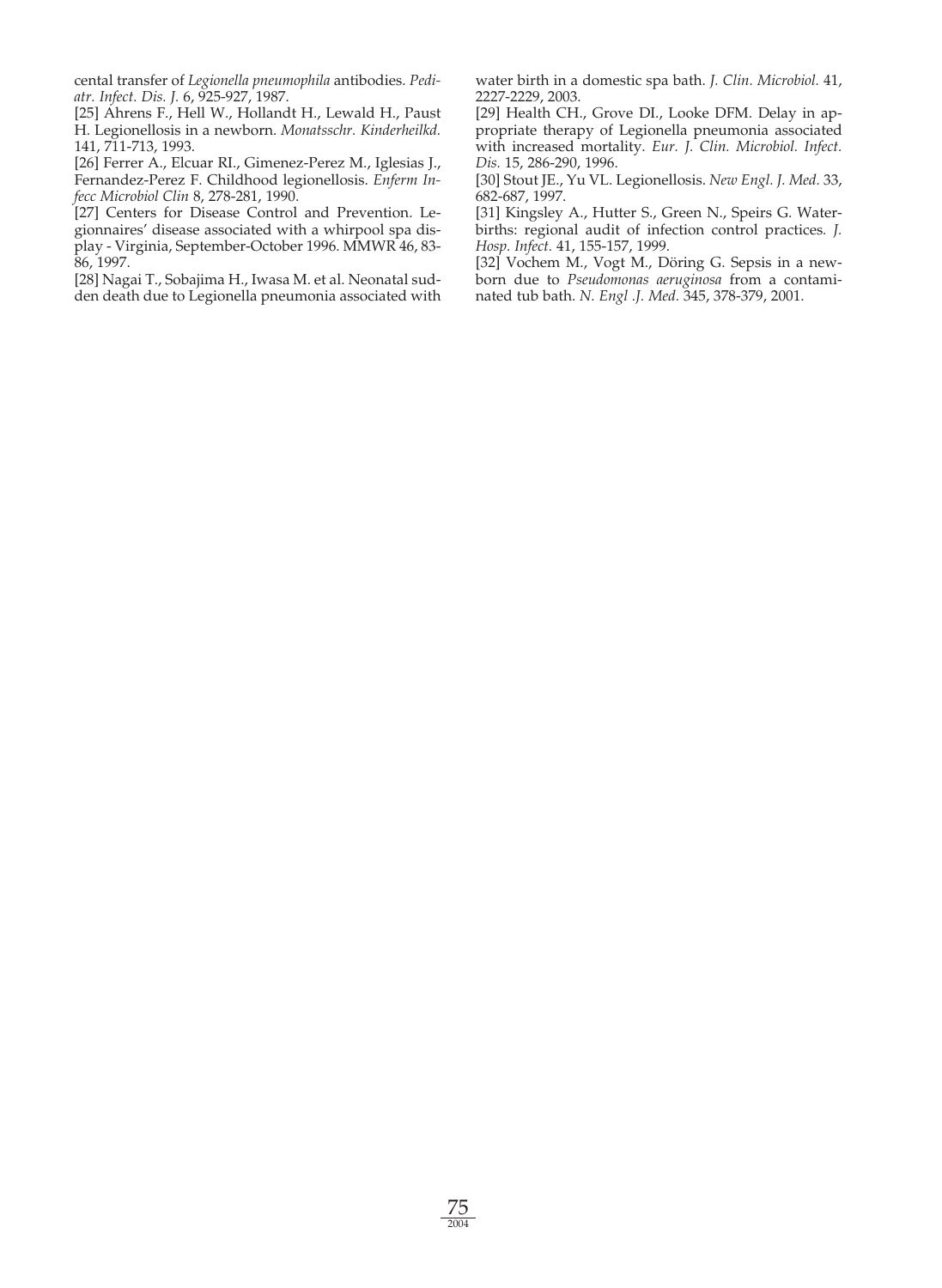cental transfer of *Legionella pneumophila* antibodies. *Pediatr. Infect. Dis. J.* 6, 925-927, 1987.

[25] Ahrens F., Hell W., Hollandt H., Lewald H., Paust H. Legionellosis in a newborn. *Monatsschr. Kinderheilkd.* 141, 711-713, 1993.

[26] Ferrer A., Elcuar RI., Gimenez-Perez M., Iglesias J., Fernandez-Perez F. Childhood legionellosis. *Enferm Infecc Microbiol Clin* 8, 278-281, 1990.

[27] Centers for Disease Control and Prevention. Legionnaires' disease associated with a whirpool spa display - Virginia, September-October 1996. MMWR 46, 83-86, 1997.

[28] Nagai T., Sobajima H., Iwasa M. et al. Neonatal sudden death due to Legionella pneumonia associated with water birth in a domestic spa bath. *J. Clin. Microbiol.* 41, 2227-2229, 2003.

[29] Health CH., Grove DI., Looke DFM. Delay in appropriate therapy of Legionella pneumonia associated with increased mortality. *Eur. J. Clin. Microbiol. Infect. Dis.* 15, 286-290, 1996.

[30] Stout JE., Yu VL. Legionellosis. *New Engl. J. Med.* 33, 682-687, 1997.

[31] Kingsley A., Hutter S., Green N., Speirs G. Waterbirths: regional audit of infection control practices. *J. Hosp. Infect.* 41, 155-157, 1999.

[32] Vochem M., Vogt M., Döring G. Sepsis in a newborn due to *Pseudomonas aeruginosa* from a contaminated tub bath. *N. Engl .J. Med.* 345, 378-379, 2001.